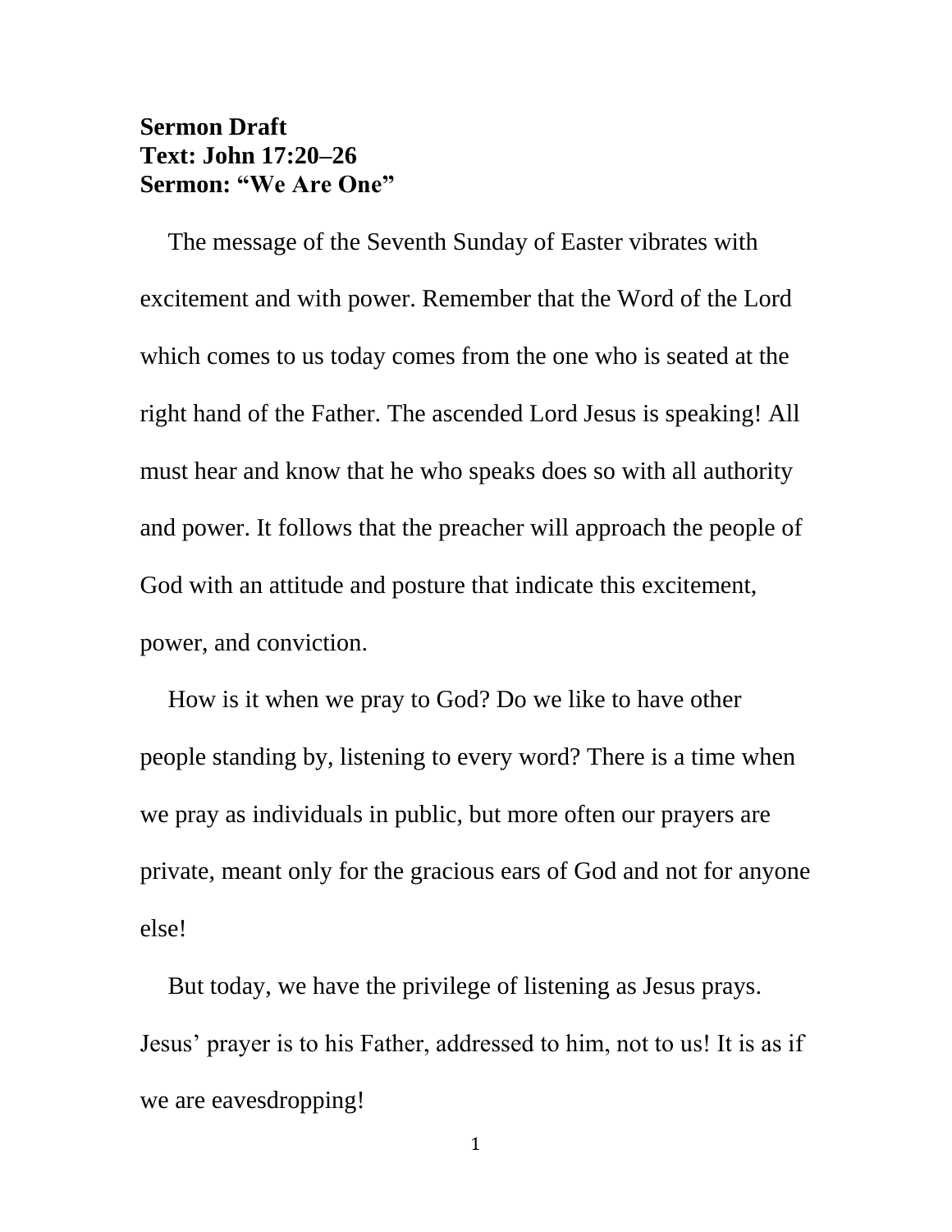**Sermon Draft**
**Text: John 17:20–26**
**Sermon: "We Are One"**

The message of the Seventh Sunday of Easter vibrates with excitement and with power. Remember that the Word of the Lord which comes to us today comes from the one who is seated at the right hand of the Father. The ascended Lord Jesus is speaking! All must hear and know that he who speaks does so with all authority and power. It follows that the preacher will approach the people of God with an attitude and posture that indicate this excitement, power, and conviction.

How is it when we pray to God? Do we like to have other people standing by, listening to every word? There is a time when we pray as individuals in public, but more often our prayers are private, meant only for the gracious ears of God and not for anyone else!

But today, we have the privilege of listening as Jesus prays. Jesus' prayer is to his Father, addressed to him, not to us! It is as if we are eavesdropping!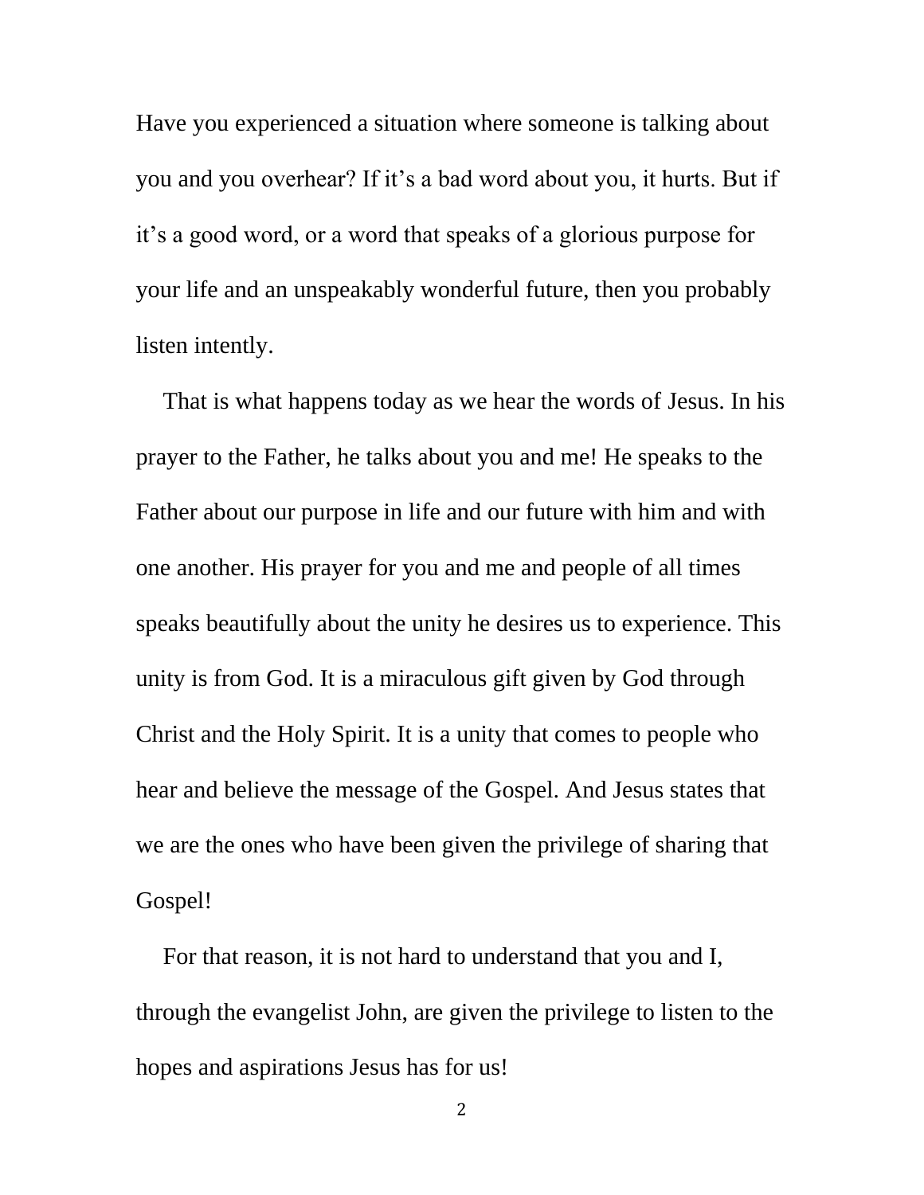Have you experienced a situation where someone is talking about you and you overhear? If it's a bad word about you, it hurts. But if it's a good word, or a word that speaks of a glorious purpose for your life and an unspeakably wonderful future, then you probably listen intently.

That is what happens today as we hear the words of Jesus. In his prayer to the Father, he talks about you and me! He speaks to the Father about our purpose in life and our future with him and with one another. His prayer for you and me and people of all times speaks beautifully about the unity he desires us to experience. This unity is from God. It is a miraculous gift given by God through Christ and the Holy Spirit. It is a unity that comes to people who hear and believe the message of the Gospel. And Jesus states that we are the ones who have been given the privilege of sharing that Gospel!

For that reason, it is not hard to understand that you and I, through the evangelist John, are given the privilege to listen to the hopes and aspirations Jesus has for us!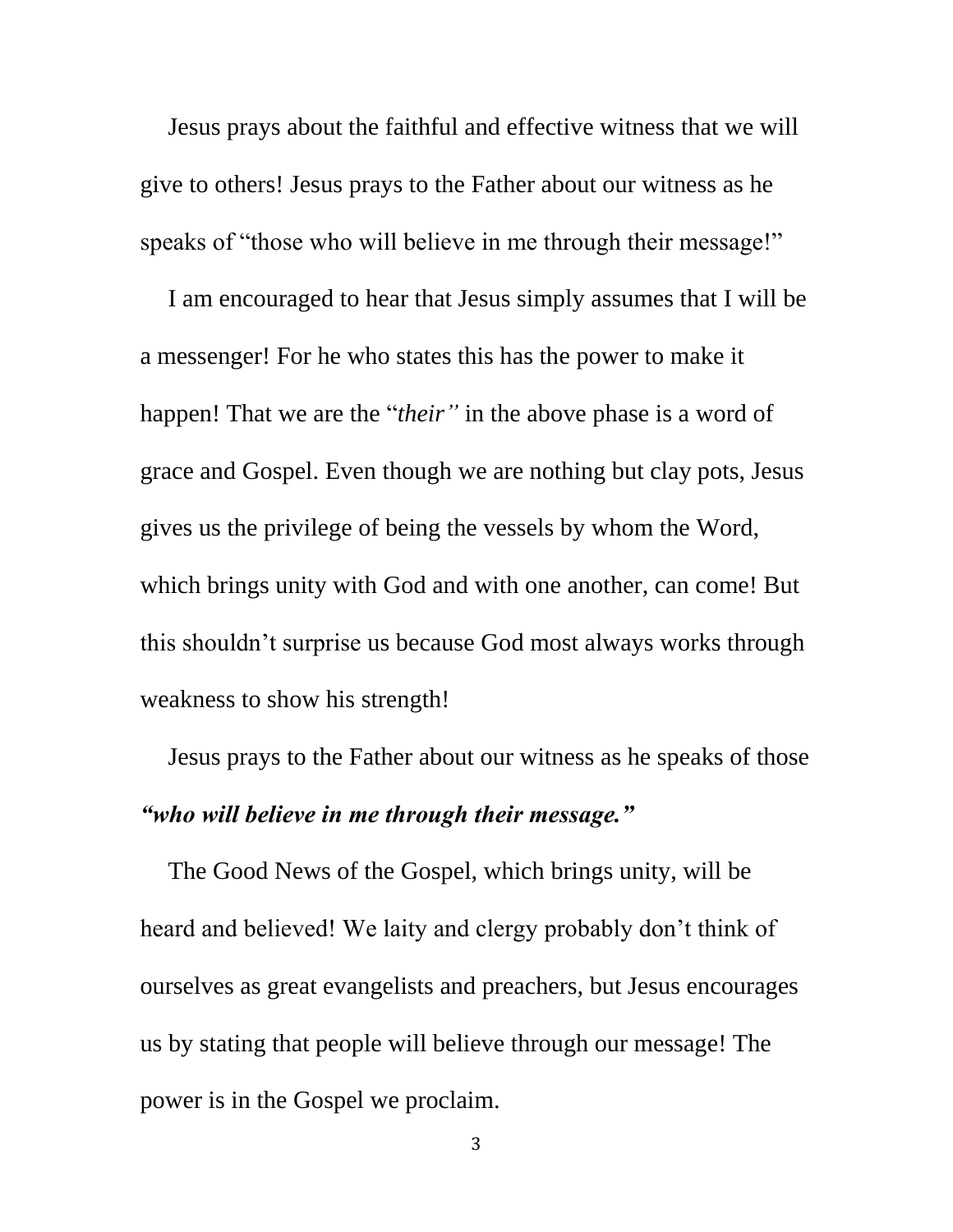Jesus prays about the faithful and effective witness that we will give to others! Jesus prays to the Father about our witness as he speaks of "those who will believe in me through their message!"

I am encouraged to hear that Jesus simply assumes that I will be a messenger! For he who states this has the power to make it happen! That we are the "*their"* in the above phase is a word of grace and Gospel. Even though we are nothing but clay pots, Jesus gives us the privilege of being the vessels by whom the Word, which brings unity with God and with one another, can come! But this shouldn't surprise us because God most always works through weakness to show his strength!

Jesus prays to the Father about our witness as he speaks of those ***"who will believe in me through their message."***

The Good News of the Gospel, which brings unity, will be heard and believed! We laity and clergy probably don't think of ourselves as great evangelists and preachers, but Jesus encourages us by stating that people will believe through our message! The power is in the Gospel we proclaim.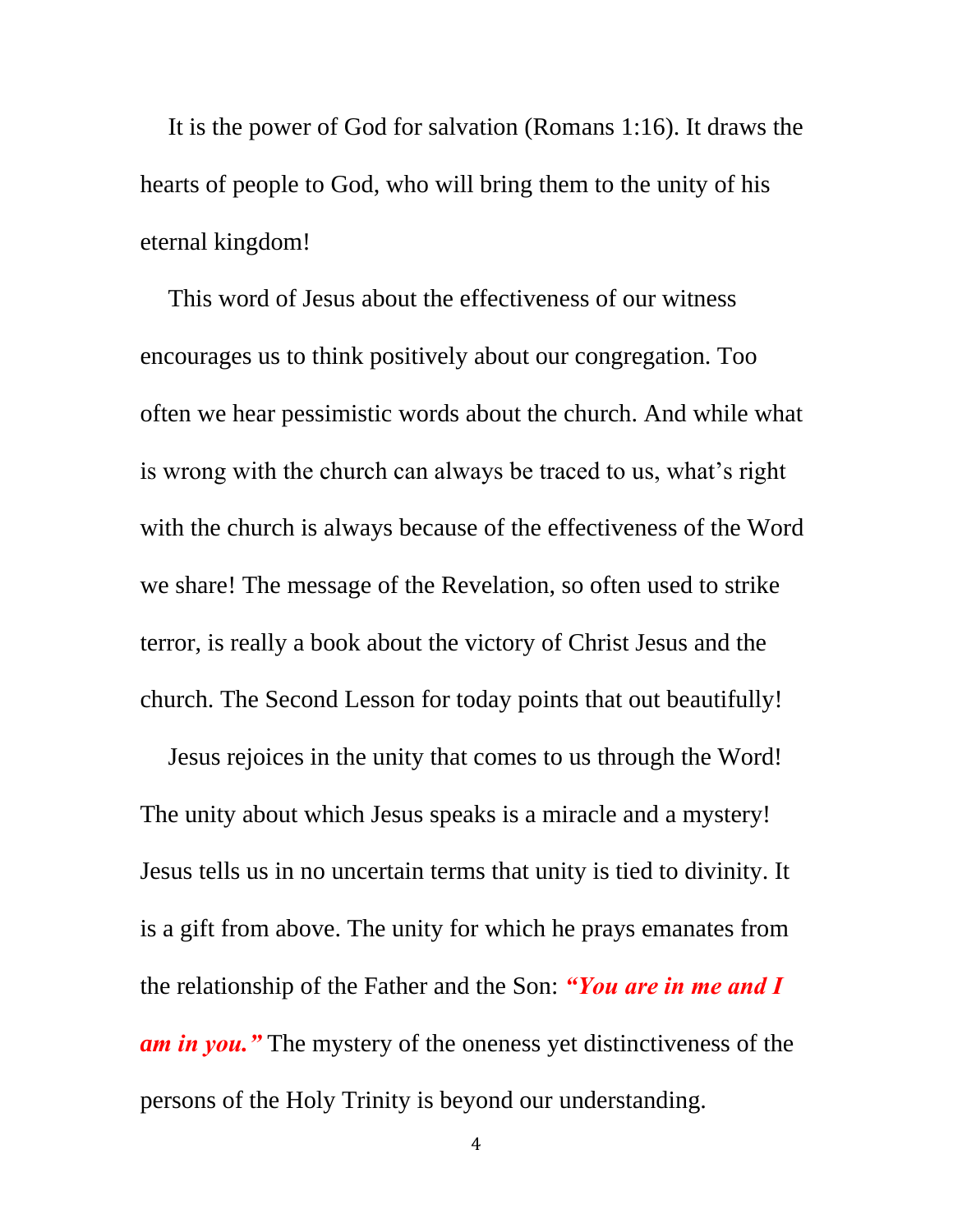It is the power of God for salvation (Romans 1:16). It draws the hearts of people to God, who will bring them to the unity of his eternal kingdom!

This word of Jesus about the effectiveness of our witness encourages us to think positively about our congregation. Too often we hear pessimistic words about the church. And while what is wrong with the church can always be traced to us, what's right with the church is always because of the effectiveness of the Word we share! The message of the Revelation, so often used to strike terror, is really a book about the victory of Christ Jesus and the church. The Second Lesson for today points that out beautifully!

Jesus rejoices in the unity that comes to us through the Word! The unity about which Jesus speaks is a miracle and a mystery! Jesus tells us in no uncertain terms that unity is tied to divinity. It is a gift from above. The unity for which he prays emanates from the relationship of the Father and the Son: ***"You are in me and I am in you."*** The mystery of the oneness yet distinctiveness of the persons of the Holy Trinity is beyond our understanding.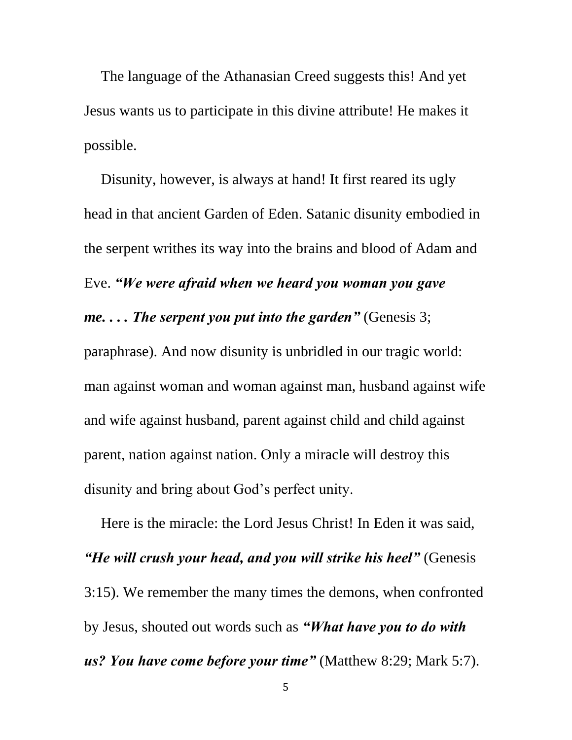The language of the Athanasian Creed suggests this! And yet Jesus wants us to participate in this divine attribute! He makes it possible.

Disunity, however, is always at hand! It first reared its ugly head in that ancient Garden of Eden. Satanic disunity embodied in the serpent writhes its way into the brains and blood of Adam and Eve. ***"We were afraid when we heard you woman you gave me. . . . The serpent you put into the garden"*** (Genesis 3; paraphrase). And now disunity is unbridled in our tragic world: man against woman and woman against man, husband against wife and wife against husband, parent against child and child against parent, nation against nation. Only a miracle will destroy this disunity and bring about God's perfect unity.

Here is the miracle: the Lord Jesus Christ! In Eden it was said, ***"He will crush your head, and you will strike his heel"*** (Genesis 3:15). We remember the many times the demons, when confronted by Jesus, shouted out words such as ***"What have you to do with us? You have come before your time"*** (Matthew 8:29; Mark 5:7).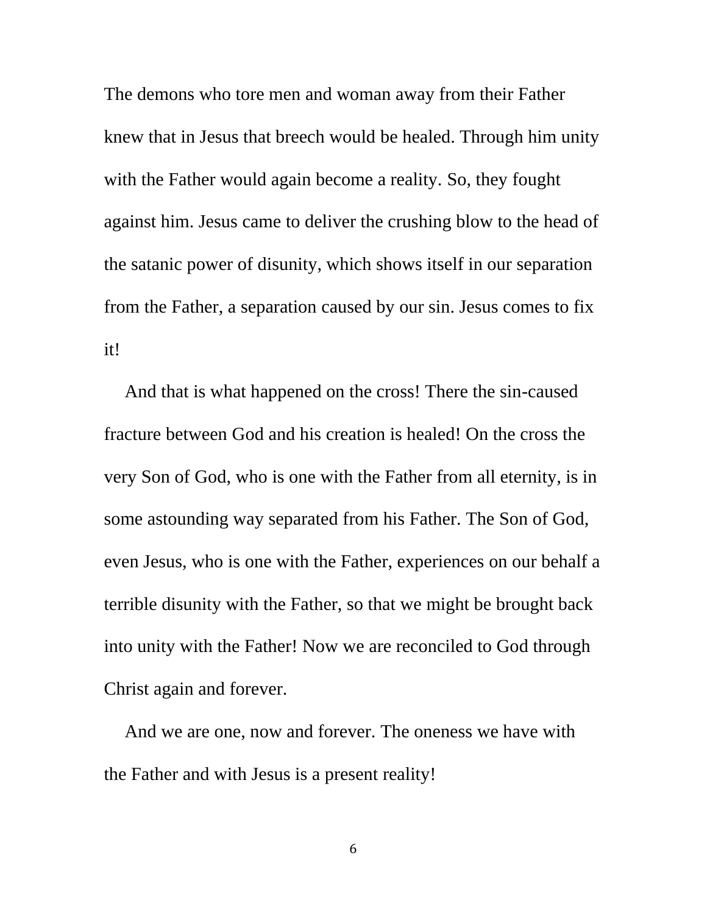The demons who tore men and woman away from their Father knew that in Jesus that breech would be healed. Through him unity with the Father would again become a reality. So, they fought against him. Jesus came to deliver the crushing blow to the head of the satanic power of disunity, which shows itself in our separation from the Father, a separation caused by our sin. Jesus comes to fix it!

And that is what happened on the cross! There the sin-caused fracture between God and his creation is healed! On the cross the very Son of God, who is one with the Father from all eternity, is in some astounding way separated from his Father. The Son of God, even Jesus, who is one with the Father, experiences on our behalf a terrible disunity with the Father, so that we might be brought back into unity with the Father! Now we are reconciled to God through Christ again and forever.

And we are one, now and forever. The oneness we have with the Father and with Jesus is a present reality!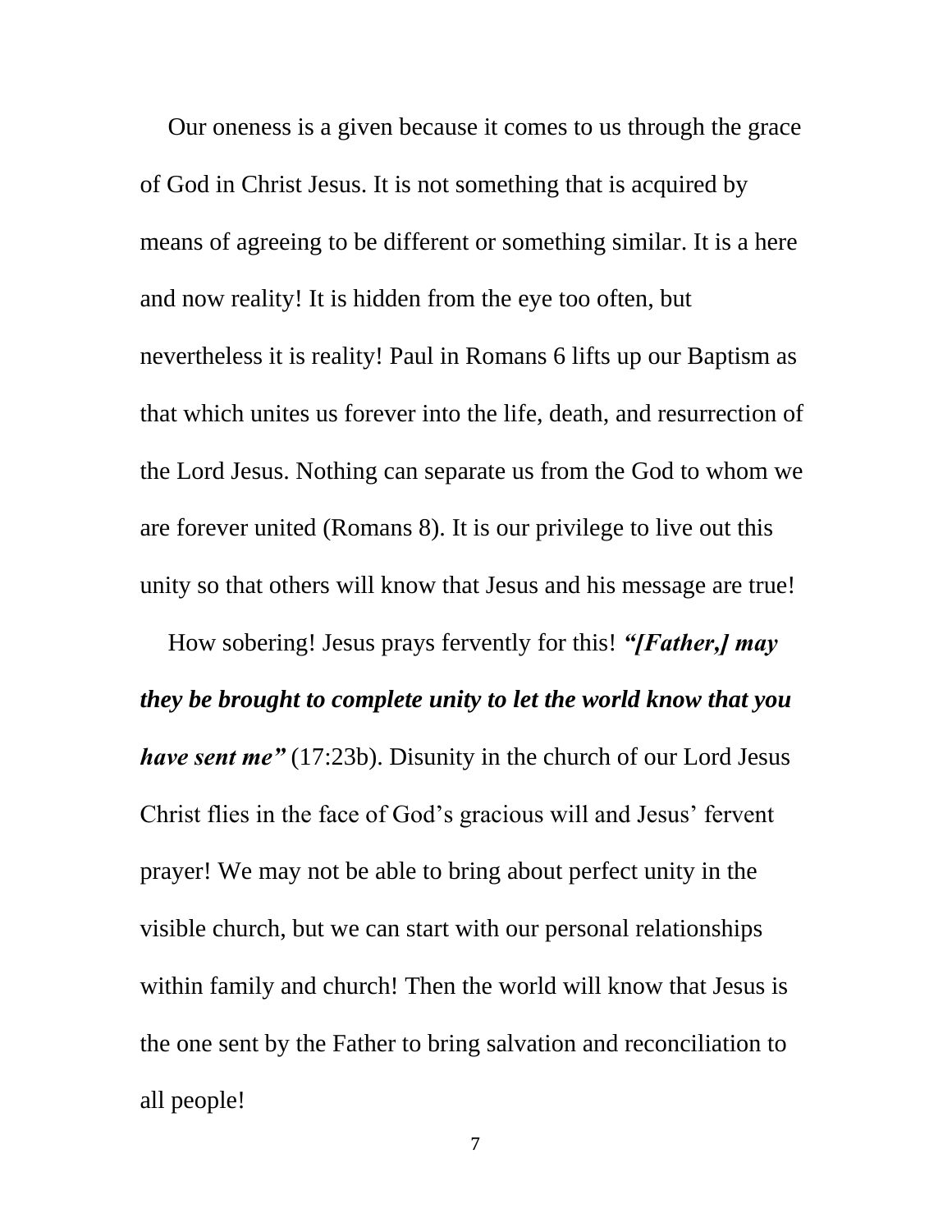Our oneness is a given because it comes to us through the grace of God in Christ Jesus. It is not something that is acquired by means of agreeing to be different or something similar. It is a here and now reality! It is hidden from the eye too often, but nevertheless it is reality! Paul in Romans 6 lifts up our Baptism as that which unites us forever into the life, death, and resurrection of the Lord Jesus. Nothing can separate us from the God to whom we are forever united (Romans 8). It is our privilege to live out this unity so that others will know that Jesus and his message are true!

How sobering! Jesus prays fervently for this! ***"[Father,] may they be brought to complete unity to let the world know that you have sent me"*** (17:23b). Disunity in the church of our Lord Jesus Christ flies in the face of God's gracious will and Jesus' fervent prayer! We may not be able to bring about perfect unity in the visible church, but we can start with our personal relationships within family and church! Then the world will know that Jesus is the one sent by the Father to bring salvation and reconciliation to all people!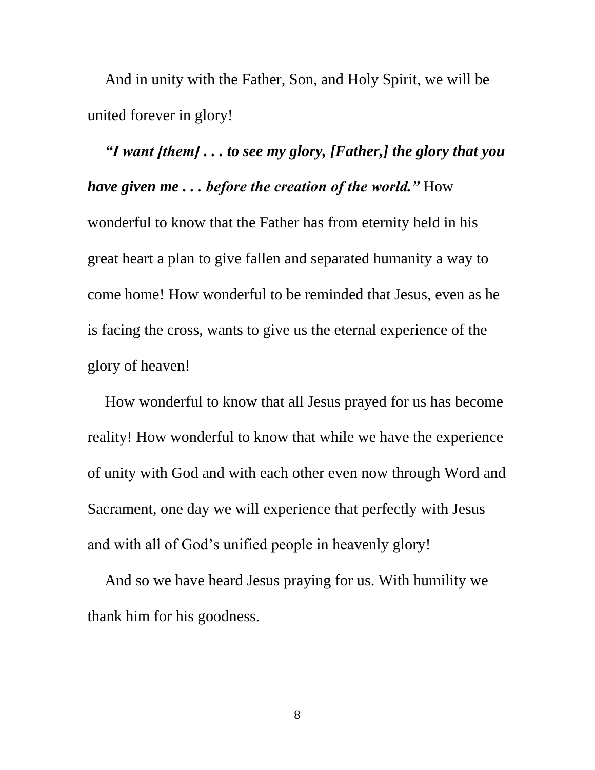And in unity with the Father, Son, and Holy Spirit, we will be united forever in glory!

***"I want [them] . . . to see my glory, [Father,] the glory that you have given me . . . before the creation of the world."*** How wonderful to know that the Father has from eternity held in his great heart a plan to give fallen and separated humanity a way to come home! How wonderful to be reminded that Jesus, even as he is facing the cross, wants to give us the eternal experience of the glory of heaven!

How wonderful to know that all Jesus prayed for us has become reality! How wonderful to know that while we have the experience of unity with God and with each other even now through Word and Sacrament, one day we will experience that perfectly with Jesus and with all of God's unified people in heavenly glory!

And so we have heard Jesus praying for us. With humility we thank him for his goodness.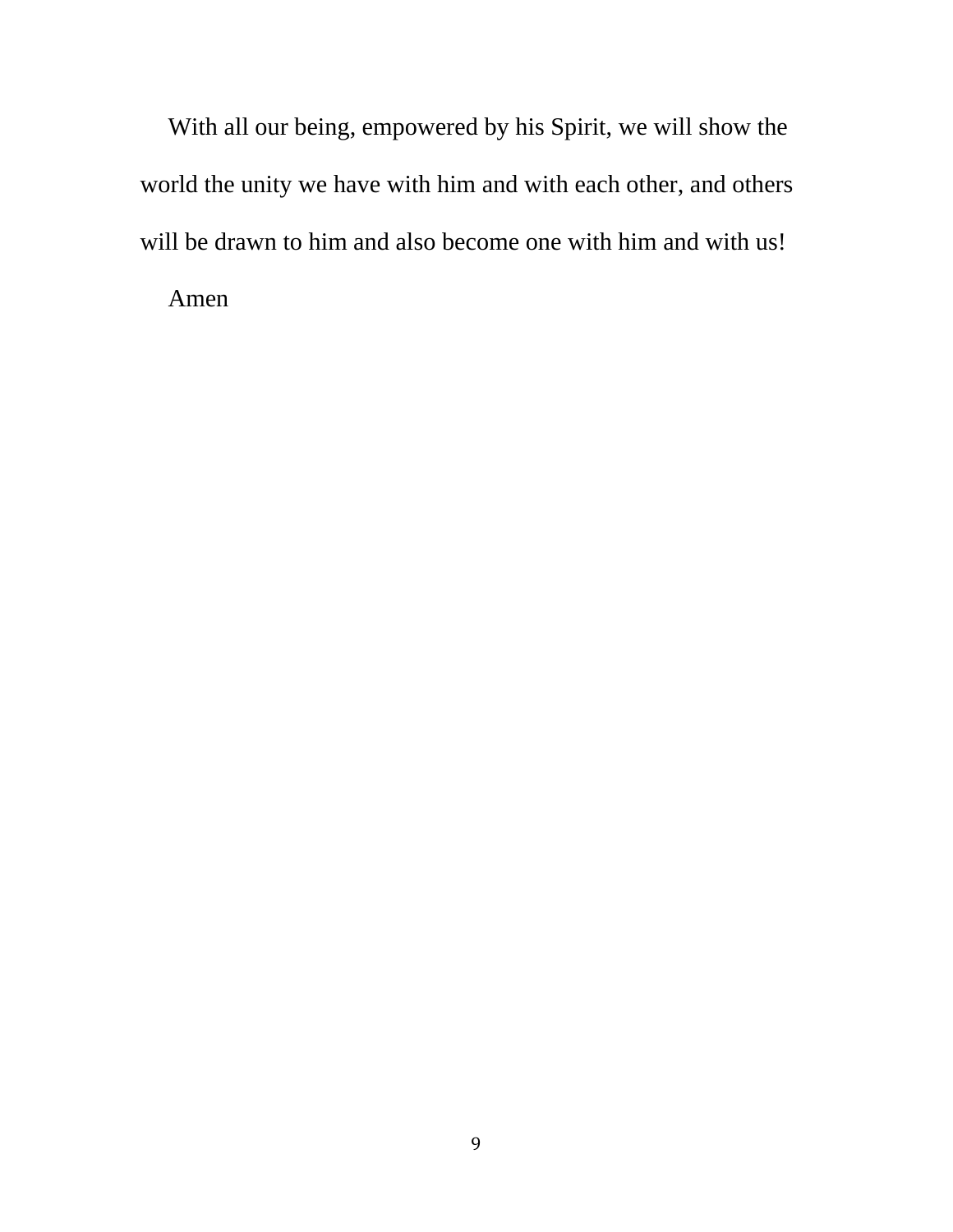With all our being, empowered by his Spirit, we will show the world the unity we have with him and with each other, and others will be drawn to him and also become one with him and with us!

Amen